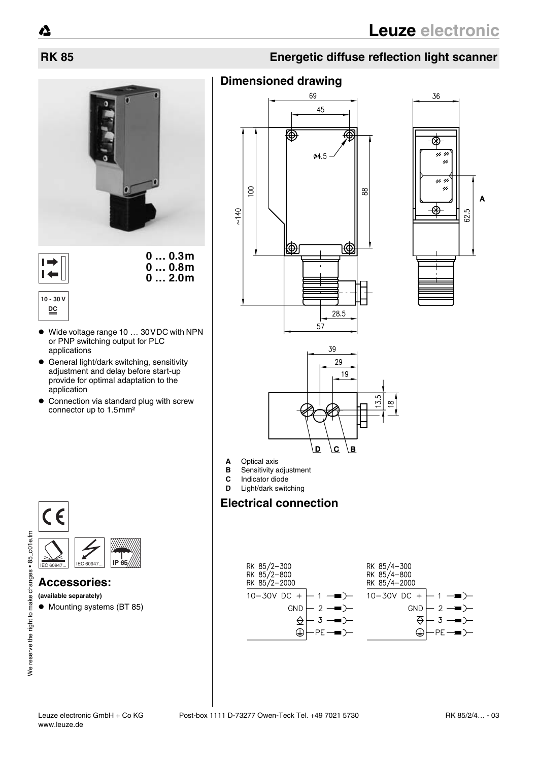# RK 85

## Energetic diffuse reflection light scanner

0 … 0.3m
0 … 0.8m
0 … 2.0m

10 - 30 V DC

- Wide voltage range 10 … 30VDC with NPN or PNP switching output for PLC applications
- General light/dark switching, sensitivity adjustment and delay before start-up provide for optimal adaptation to the application
- Connection via standard plug with screw connector up to 1.5mm²

IEC 60947... IEC 60947... IP 65

## Accessories:

**(available separately)**

- Mounting systems (BT 85)

## Dimensioned drawing

- **A** Optical axis
- **B** Sensitivity adjustment
- **C** Indicator diode
- **D** Light/dark switching

## Electrical connection

| RK 85/2-300<br>RK 85/2-800<br>RK 85/2-2000 | |
|---|---|
| 10–30V DC + | 1 |
| GND | 2 |
| ⊖ | 3 |
| ⏚ | PE |

| RK 85/4-300<br>RK 85/4-800<br>RK 85/4-2000 | |
|---|---|
| 10–30V DC + | 1 |
| GND | 2 |
| ⊖ | 3 |
| ⏚ | PE |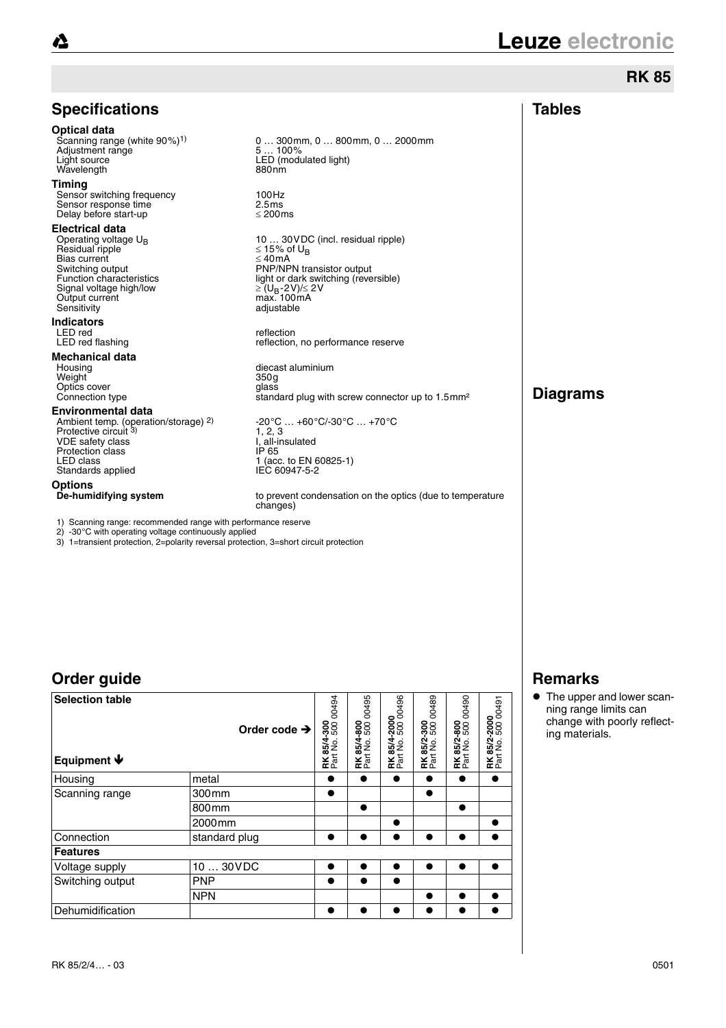# RK 85

## Specifications

### Optical data

| | |
|---|---|
| Scanning range (white 90%)[1] | 0 … 300mm, 0 … 800mm, 0 … 2000mm |
| Adjustment range | 5 … 100% |
| Light source | LED (modulated light) |
| Wavelength | 880nm |

### Timing

| | |
|---|---|
| Sensor switching frequency | 100Hz |
| Sensor response time | 2.5ms |
| Delay before start-up | ≤ 200ms |

### Electrical data

| | |
|---|---|
| Operating voltage $U_B$ | 10 … 30VDC (incl. residual ripple) |
| Residual ripple | ≤ 15% of $U_B$ |
| Bias current | ≤ 40mA |
| Switching output | PNP/NPN transistor output |
| Function characteristics | light or dark switching (reversible) |
| Signal voltage high/low | ≥ ($U_B$-2V)/≤ 2V |
| Output current | max. 100mA |
| Sensitivity | adjustable |

### Indicators

| | |
|---|---|
| LED red | reflection |
| LED red flashing | reflection, no performance reserve |

### Mechanical data

| | |
|---|---|
| Housing | diecast aluminium |
| Weight | 350g |
| Optics cover | glass |
| Connection type | standard plug with screw connector up to 1.5mm² |

### Environmental data

| | |
|---|---|
| Ambient temp. (operation/storage) [2] | -20°C … +60°C/-30°C … +70°C |
| Protective circuit [3] | 1, 2, 3 |
| VDE safety class | I, all-insulated |
| Protection class | IP 65 |
| LED class | 1 (acc. to EN 60825-1) |
| Standards applied | IEC 60947-5-2 |

### Options

| | |
|---|---|
| **De-humidifying system** | to prevent condensation on the optics (due to temperature changes) |

1) Scanning range: recommended range with performance reserve
2) -30°C with operating voltage continuously applied
3) 1=transient protection, 2=polarity reversal protection, 3=short circuit protection

## Tables

## Diagrams

## Order guide

| **Selection table** Equipment ↓ | Order code → | **RK 85/4-300** Part No. 500 00494 | **RK 85/4-800** Part No. 500 00495 | **RK 85/4-2000** Part No. 500 00496 | **RK 85/2-300** Part No. 500 00489 | **RK 85/2-800** Part No. 500 00490 | **RK 85/2-2000** Part No. 500 00491 |
|---|---|---|---|---|---|---|---|
| Housing | metal | ● | ● | ● | ● | ● | ● |
| Scanning range | 300mm | ● | | | ● | | |
| | 800mm | | ● | | | ● | |
| | 2000mm | | | ● | | | ● |
| Connection | standard plug | ● | ● | ● | ● | ● | ● |
| **Features** | | | | | | | |
| Voltage supply | 10 … 30VDC | ● | ● | ● | ● | ● | ● |
| Switching output | PNP | ● | ● | ● | | | |
| | NPN | | | | ● | ● | ● |
| Dehumidification | | ● | ● | ● | ● | ● | ● |

## Remarks

- The upper and lower scanning range limits can change with poorly reflecting materials.

RK 85/2/4… - 03